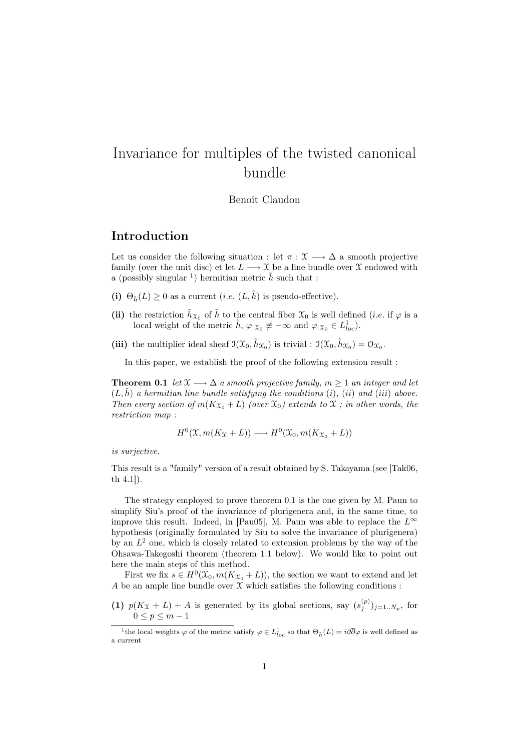# Invariance for multiples of the twisted canonical bundle

Benoît Claudon

## Introduction

Let us consider the following situation : let $\pi : \mathcal{X} \longrightarrow \Delta$ a smooth projective family (over the unit disc) et let $L \longrightarrow \mathcal{X}$ be a line bundle over $\mathcal{X}$ endowed with a (possibly singular [1]) hermitian metric $\tilde{h}$ such that :

**(i)** $\Theta_{\tilde{h}}(L) \geq 0$ as a current (*i.e.* $(L, \tilde{h})$ is pseudo-effective).

**(ii)** the restriction $\tilde{h}_{\mathcal{X}_0}$ of $\tilde{h}$ to the central fiber $\mathcal{X}_0$ is well defined (*i.e.* if $\varphi$ is a local weight of the metric $\tilde{h}$, $\varphi_{|\mathcal{X}_0} \not\equiv -\infty$ and $\varphi_{|\mathcal{X}_0} \in L^1_{loc}$).

**(iii)** the multiplier ideal sheaf $\mathcal{I}(\mathcal{X}_0, \tilde{h}_{\mathcal{X}_0})$ is trivial : $\mathcal{I}(\mathcal{X}_0, \tilde{h}_{\mathcal{X}_0}) = \mathcal{O}_{\mathcal{X}_0}$.

In this paper, we establish the proof of the following extension result :

**Theorem 0.1** *let $\mathcal{X} \longrightarrow \Delta$ a smooth projective family, $m \geq 1$ an integer and let $(L, \tilde{h})$ a hermitian line bundle satisfying the conditions (i), (ii) and (iii) above. Then every section of $m(K_{\mathcal{X}_0} + L)$ (over $\mathcal{X}_0$) extends to $\mathcal{X}$ ; in other words, the restriction map :*

$$H^0(\mathcal{X}, m(K_{\mathcal{X}} + L)) \longrightarrow H^0(\mathcal{X}_0, m(K_{\mathcal{X}_0} + L))$$

*is surjective.*

This result is a "family" version of a result obtained by S. Takayama (see [Tak06, th 4.1]).

The strategy employed to prove theorem 0.1 is the one given by M. Paun to simplify Siu's proof of the invariance of plurigenera and, in the same time, to improve this result. Indeed, in [Pau05], M. Paun was able to replace the $L^\infty$ hypothesis (originally formulated by Siu to solve the invariance of plurigenera) by an $L^2$ one, which is closely related to extension problems by the way of the Ohsawa-Takegoshi theorem (theorem 1.1 below). We would like to point out here the main steps of this method.

First we fix $s \in H^0(\mathcal{X}_0, m(K_{\mathcal{X}_0} + L))$, the section we want to extend and let $A$ be an ample line bundle over $\mathcal{X}$ which satisfies the following conditions :

**(1)** $p(K_{\mathcal{X}} + L) + A$ is generated by its global sections, say $(s_j^{(p)})_{j=1..N_p}$, for $0 \leq p \leq m-1$

[1] the local weights $\varphi$ of the metric satisfy $\varphi \in L^1_{loc}$ so that $\Theta_{\tilde{h}}(L) = i\partial\overline{\partial}\varphi$ is well defined as a current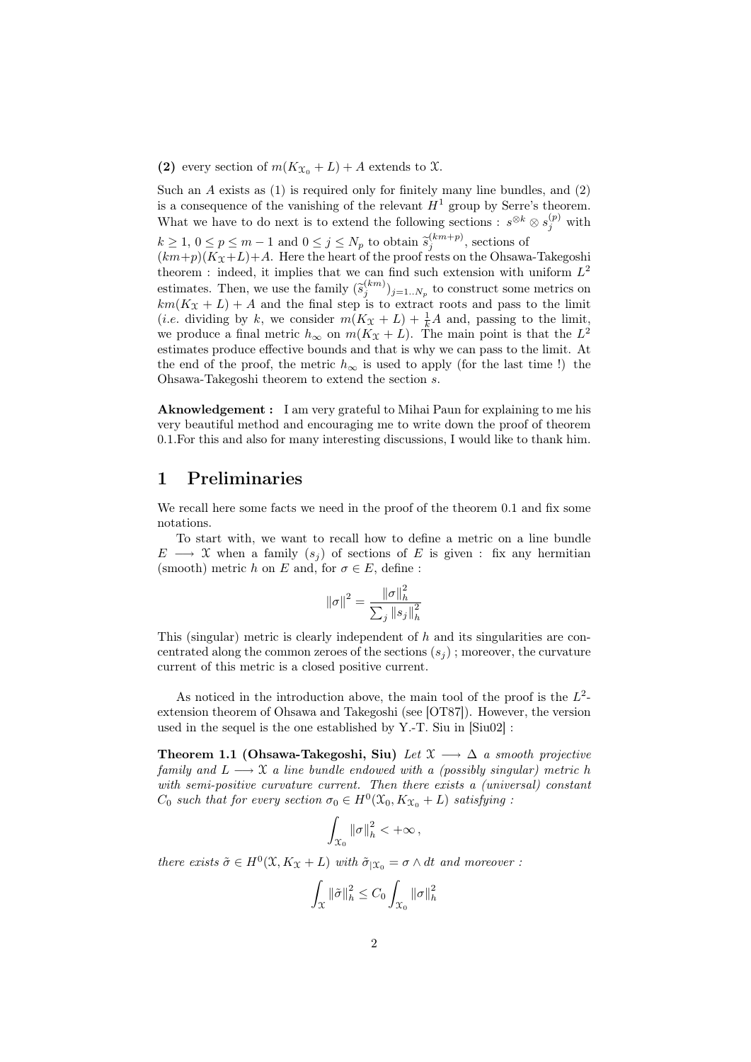**(2)** every section of $m(K_{\mathcal{X}_0} + L) + A$ extends to $\mathcal{X}$.

Such an $A$ exists as (1) is required only for finitely many line bundles, and (2) is a consequence of the vanishing of the relevant $H^1$ group by Serre's theorem. What we have to do next is to extend the following sections : $s^{\otimes k} \otimes s_j^{(p)}$ with $k \geq 1$, $0 \leq p \leq m-1$ and $0 \leq j \leq N_p$ to obtain $\widetilde{s}_j^{(km+p)}$, sections of $(km+p)(K_{\mathcal{X}}+L)+A$. Here the heart of the proof rests on the Ohsawa-Takegoshi theorem : indeed, it implies that we can find such extension with uniform $L^2$ estimates. Then, we use the family $(\widetilde{s}_j^{(km)})_{j=1..N_p}$ to construct some metrics on $km(K_{\mathcal{X}} + L) + A$ and the final step is to extract roots and pass to the limit (*i.e.* dividing by $k$, we consider $m(K_{\mathcal{X}} + L) + \frac{1}{k}A$ and, passing to the limit, we produce a final metric $h_\infty$ on $m(K_{\mathcal{X}} + L)$. The main point is that the $L^2$ estimates produce effective bounds and that is why we can pass to the limit. At the end of the proof, the metric $h_\infty$ is used to apply (for the last time !) the Ohsawa-Takegoshi theorem to extend the section $s$.

**Aknowledgement :** I am very grateful to Mihai Paun for explaining to me his very beautiful method and encouraging me to write down the proof of theorem 0.1.For this and also for many interesting discussions, I would like to thank him.

# 1 Preliminaries

We recall here some facts we need in the proof of the theorem 0.1 and fix some notations.

To start with, we want to recall how to define a metric on a line bundle $E \longrightarrow \mathcal{X}$ when a family $(s_j)$ of sections of $E$ is given : fix any hermitian (smooth) metric $h$ on $E$ and, for $\sigma \in E$, define :

$$\|\sigma\|^2 = \frac{\|\sigma\|_h^2}{\sum_j \|s_j\|_h^2}$$

This (singular) metric is clearly independent of $h$ and its singularities are concentrated along the common zeroes of the sections $(s_j)$ ; moreover, the curvature current of this metric is a closed positive current.

As noticed in the introduction above, the main tool of the proof is the $L^2$-extension theorem of Ohsawa and Takegoshi (see [OT87]). However, the version used in the sequel is the one established by Y.-T. Siu in [Siu02] :

**Theorem 1.1 (Ohsawa-Takegoshi, Siu)** *Let $\mathcal{X} \longrightarrow \Delta$ a smooth projective family and $L \longrightarrow \mathcal{X}$ a line bundle endowed with a (possibly singular) metric $h$ with semi-positive curvature current. Then there exists a (universal) constant $C_0$ such that for every section $\sigma_0 \in H^0(\mathcal{X}_0, K_{\mathcal{X}_0} + L)$ satisfying :*

$$\int_{\mathcal{X}_0} \|\sigma\|_h^2 < +\infty \,,$$

*there exists $\tilde{\sigma} \in H^0(\mathcal{X}, K_{\mathcal{X}} + L)$ with $\tilde{\sigma}_{|\mathcal{X}_0} = \sigma \wedge dt$ and moreover :*

$$\int_{\mathcal{X}} \|\tilde{\sigma}\|_h^2 \leq C_0 \int_{\mathcal{X}_0} \|\sigma\|_h^2$$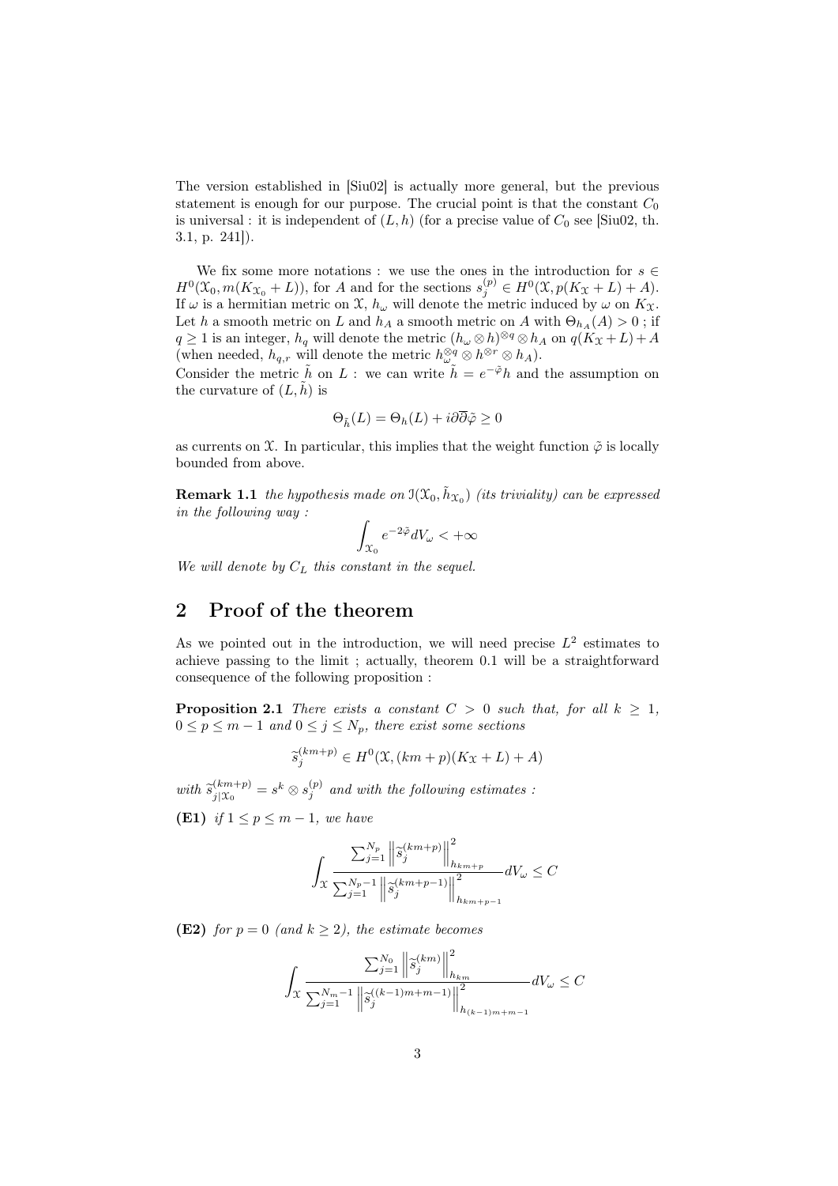The version established in [Siu02] is actually more general, but the previous statement is enough for our purpose. The crucial point is that the constant $C_0$ is universal : it is independent of $(L, h)$ (for a precise value of $C_0$ see [Siu02, th. 3.1, p. 241]).

We fix some more notations : we use the ones in the introduction for $s \in H^0(\mathcal{X}_0, m(K_{\mathcal{X}_0} + L))$, for $A$ and for the sections $s_j^{(p)} \in H^0(\mathcal{X}, p(K_{\mathcal{X}} + L) + A)$. If $\omega$ is a hermitian metric on $\mathcal{X}$, $h_\omega$ will denote the metric induced by $\omega$ on $K_{\mathcal{X}}$. Let $h$ a smooth metric on $L$ and $h_A$ a smooth metric on $A$ with $\Theta_{h_A}(A) > 0$ ; if $q \geq 1$ is an integer, $h_q$ will denote the metric $(h_\omega \otimes h)^{\otimes q} \otimes h_A$ on $q(K_{\mathcal{X}} + L) + A$ (when needed, $h_{q,r}$ will denote the metric $h_\omega^{\otimes q} \otimes h^{\otimes r} \otimes h_A$).
Consider the metric $\tilde{h}$ on $L$ : we can write $\tilde{h} = e^{-\tilde{\varphi}} h$ and the assumption on the curvature of $(L, \tilde{h})$ is

$$\Theta_{\tilde{h}}(L) = \Theta_h(L) + i\partial\overline{\partial}\tilde{\varphi} \geq 0$$

as currents on $\mathcal{X}$. In particular, this implies that the weight function $\tilde{\varphi}$ is locally bounded from above.

**Remark 1.1** *the hypothesis made on $\mathcal{I}(\mathcal{X}_0, \tilde{h}_{\mathcal{X}_0})$ (its triviality) can be expressed in the following way :*

$$\int_{\mathcal{X}_0} e^{-2\tilde{\varphi}} dV_\omega < +\infty$$

*We will denote by $C_L$ this constant in the sequel.*

## 2 Proof of the theorem

As we pointed out in the introduction, we will need precise $L^2$ estimates to achieve passing to the limit ; actually, theorem 0.1 will be a straightforward consequence of the following proposition :

**Proposition 2.1** *There exists a constant $C > 0$ such that, for all $k \geq 1$, $0 \leq p \leq m-1$ and $0 \leq j \leq N_p$, there exist some sections*

$$\widetilde{s}_j^{(km+p)} \in H^0(\mathcal{X}, (km+p)(K_{\mathcal{X}} + L) + A)$$

*with $\widetilde{s}_{j|\mathcal{X}_0}^{(km+p)} = s^k \otimes s_j^{(p)}$ and with the following estimates :*

**(E1)** *if $1 \leq p \leq m-1$, we have*

$$\int_{\mathcal{X}} \frac{\sum_{j=1}^{N_p} \left\| \widetilde{s}_j^{(km+p)} \right\|^2_{h_{km+p}}}{\sum_{j=1}^{N_p - 1} \left\| \widetilde{s}_j^{(km+p-1)} \right\|^2_{h_{km+p-1}}} dV_\omega \leq C$$

**(E2)** *for $p = 0$ (and $k \geq 2$), the estimate becomes*

$$\int_{\mathcal{X}} \frac{\sum_{j=1}^{N_0} \left\| \widetilde{s}_j^{(km)} \right\|^2_{h_{km}}}{\sum_{j=1}^{N_m - 1} \left\| \widetilde{s}_j^{((k-1)m+m-1)} \right\|^2_{h_{(k-1)m+m-1}}} dV_\omega \leq C$$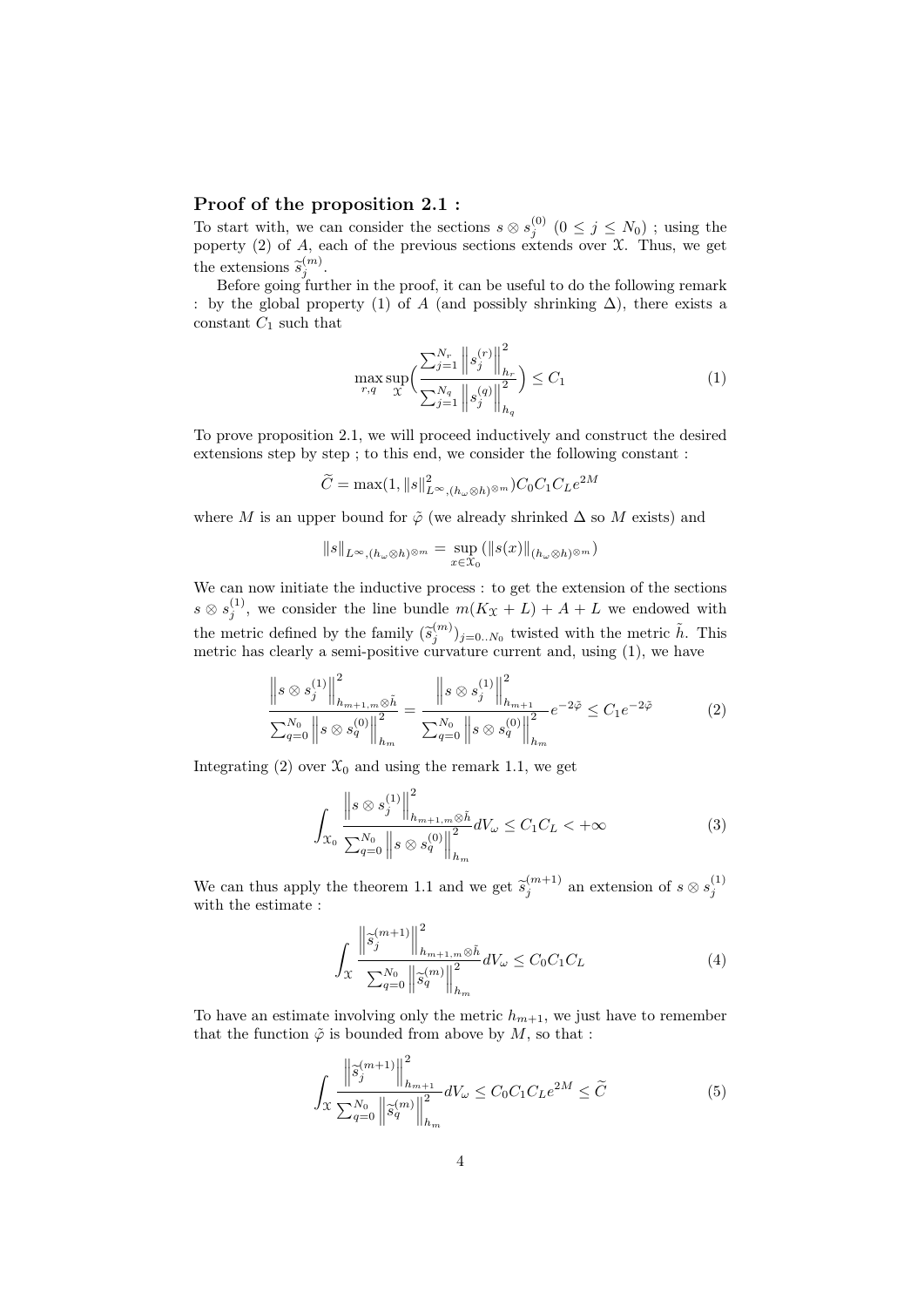**Proof of the proposition 2.1 :**

To start with, we can consider the sections $s \otimes s_j^{(0)}$ $(0 \leq j \leq N_0)$ ; using the poperty (2) of $A$, each of the previous sections extends over $\mathcal{X}$. Thus, we get the extensions $\widetilde{s}_j^{(m)}$.

Before going further in the proof, it can be useful to do the following remark : by the global property (1) of $A$ (and possibly shrinking $\Delta$), there exists a constant $C_1$ such that

$$\max_{r,q} \sup_{\mathcal{X}} \Big( \frac{\sum_{j=1}^{N_r} \left\| s_j^{(r)} \right\|^2_{h_r}}{\sum_{j=1}^{N_q} \left\| s_j^{(q)} \right\|^2_{h_q}} \Big) \leq C_1 \tag{1}$$

To prove proposition 2.1, we will proceed inductively and construct the desired extensions step by step ; to this end, we consider the following constant :

$$\widetilde{C} = \max(1, \|s\|^2_{L^\infty,(h_\omega \otimes h)^{\otimes m}}) C_0 C_1 C_L e^{2M}$$

where $M$ is an upper bound for $\tilde{\varphi}$ (we already shrinked $\Delta$ so $M$ exists) and

$$\|s\|_{L^\infty,(h_\omega \otimes h)^{\otimes m}} = \sup_{x \in \mathcal{X}_0} (\|s(x)\|_{(h_\omega \otimes h)^{\otimes m}})$$

We can now initiate the inductive process : to get the extension of the sections $s \otimes s_j^{(1)}$, we consider the line bundle $m(K_{\mathcal{X}} + L) + A + L$ we endowed with the metric defined by the family $(\widetilde{s}_j^{(m)})_{j=0..N_0}$ twisted with the metric $\tilde{h}$. This metric has clearly a semi-positive curvature current and, using (1), we have

$$\frac{\left\| s \otimes s_j^{(1)} \right\|^2_{h_{m+1,m} \otimes \tilde{h}}}{\sum_{q=0}^{N_0} \left\| s \otimes s_q^{(0)} \right\|^2_{h_m}} = \frac{\left\| s \otimes s_j^{(1)} \right\|^2_{h_{m+1}}}{\sum_{q=0}^{N_0} \left\| s \otimes s_q^{(0)} \right\|^2_{h_m}} e^{-2\tilde{\varphi}} \leq C_1 e^{-2\tilde{\varphi}} \tag{2}$$

Integrating (2) over $\mathcal{X}_0$ and using the remark 1.1, we get

$$\int_{\mathcal{X}_0} \frac{\left\| s \otimes s_j^{(1)} \right\|^2_{h_{m+1,m} \otimes \tilde{h}}}{\sum_{q=0}^{N_0} \left\| s \otimes s_q^{(0)} \right\|^2_{h_m}} dV_\omega \leq C_1 C_L < +\infty \tag{3}$$

We can thus apply the theorem 1.1 and we get $\widetilde{s}_j^{(m+1)}$ an extension of $s \otimes s_j^{(1)}$ with the estimate :

$$\int_{\mathcal{X}} \frac{\left\| \widetilde{s}_j^{(m+1)} \right\|^2_{h_{m+1,m} \otimes \tilde{h}}}{\sum_{q=0}^{N_0} \left\| \widetilde{s}_q^{(m)} \right\|^2_{h_m}} dV_\omega \leq C_0 C_1 C_L \tag{4}$$

To have an estimate involving only the metric $h_{m+1}$, we just have to remember that the function $\tilde{\varphi}$ is bounded from above by $M$, so that :

$$\int_{\mathcal{X}} \frac{\left\| \widetilde{s}_j^{(m+1)} \right\|^2_{h_{m+1}}}{\sum_{q=0}^{N_0} \left\| \widetilde{s}_q^{(m)} \right\|^2_{h_m}} dV_\omega \leq C_0 C_1 C_L e^{2M} \leq \widetilde{C} \tag{5}$$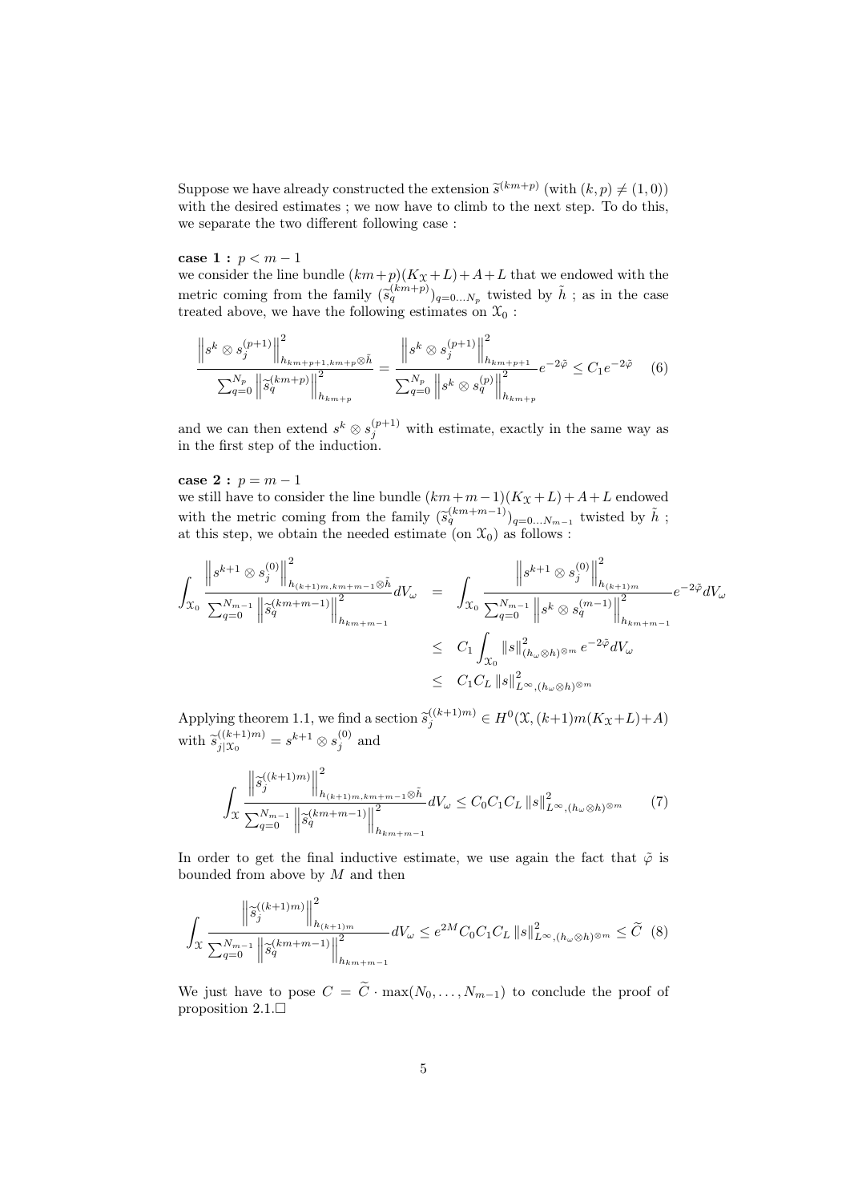Suppose we have already constructed the extension $\widetilde{s}^{(km+p)}$ (with $(k,p) \neq (1,0)$) with the desired estimates ; we now have to climb to the next step. To do this, we separate the two different following case :

**case 1 :** $p < m-1$
we consider the line bundle $(km+p)(K_{\mathfrak{X}}+L)+A+L$ that we endowed with the metric coming from the family $(\widetilde{s}_q^{(km+p)})_{q=0\ldots N_p}$ twisted by $\tilde{h}$ ; as in the case treated above, we have the following estimates on $\mathfrak{X}_0$ :

$$\frac{\left\| s^k \otimes s_j^{(p+1)} \right\|^2_{h_{km+p+1,km+p}\otimes \tilde{h}}}{\sum_{q=0}^{N_p} \left\| \widetilde{s}_q^{(km+p)} \right\|^2_{h_{km+p}}} = \frac{\left\| s^k \otimes s_j^{(p+1)} \right\|^2_{h_{km+p+1}}}{\sum_{q=0}^{N_p} \left\| s^k \otimes s_q^{(p)} \right\|^2_{h_{km+p}}} e^{-2\tilde{\varphi}} \leq C_1 e^{-2\tilde{\varphi}} \quad (6)$$

and we can then extend $s^k \otimes s_j^{(p+1)}$ with estimate, exactly in the same way as in the first step of the induction.

**case 2 :** $p = m-1$
we still have to consider the line bundle $(km+m-1)(K_{\mathfrak{X}}+L)+A+L$ endowed with the metric coming from the family $(\widetilde{s}_q^{(km+m-1)})_{q=0\ldots N_{m-1}}$ twisted by $\tilde{h}$ ; at this step, we obtain the needed estimate (on $\mathfrak{X}_0$) as follows :

$$\begin{aligned}
\int_{\mathfrak{X}_0} \frac{\left\| s^{k+1} \otimes s_j^{(0)} \right\|^2_{h_{(k+1)m,km+m-1}\otimes \tilde{h}}}{\sum_{q=0}^{N_{m-1}} \left\| \widetilde{s}_q^{(km+m-1)} \right\|^2_{h_{km+m-1}}} dV_\omega &= \int_{\mathfrak{X}_0} \frac{\left\| s^{k+1} \otimes s_j^{(0)} \right\|^2_{h_{(k+1)m}}}{\sum_{q=0}^{N_{m-1}} \left\| s^k \otimes s_q^{(m-1)} \right\|^2_{h_{km+m-1}}} e^{-2\tilde{\varphi}} dV_\omega \\
&\leq C_1 \int_{\mathfrak{X}_0} \|s\|^2_{(h_\omega \otimes h)^{\otimes m}} e^{-2\tilde{\varphi}} dV_\omega \\
&\leq C_1 C_L \|s\|^2_{L^\infty,(h_\omega\otimes h)^{\otimes m}}
\end{aligned}$$

Applying theorem 1.1, we find a section $\widetilde{s}_j^{((k+1)m)} \in H^0(\mathfrak{X}, (k+1)m(K_{\mathfrak{X}}+L)+A)$ with $\widetilde{s}^{((k+1)m)}_{j|\mathfrak{X}_0} = s^{k+1} \otimes s_j^{(0)}$ and

$$\int_{\mathfrak{X}} \frac{\left\| \widetilde{s}_j^{((k+1)m)} \right\|^2_{h_{(k+1)m,km+m-1}\otimes \tilde{h}}}{\sum_{q=0}^{N_{m-1}} \left\| \widetilde{s}_q^{(km+m-1)} \right\|^2_{h_{km+m-1}}} dV_\omega \leq C_0 C_1 C_L \|s\|^2_{L^\infty,(h_\omega\otimes h)^{\otimes m}} \quad (7)$$

In order to get the final inductive estimate, we use again the fact that $\tilde{\varphi}$ is bounded from above by $M$ and then

$$\int_{\mathfrak{X}} \frac{\left\| \widetilde{s}_j^{((k+1)m)} \right\|^2_{h_{(k+1)m}}}{\sum_{q=0}^{N_{m-1}} \left\| \widetilde{s}_q^{(km+m-1)} \right\|^2_{h_{km+m-1}}} dV_\omega \leq e^{2M} C_0 C_1 C_L \|s\|^2_{L^\infty,(h_\omega\otimes h)^{\otimes m}} \leq \widetilde{C} \quad (8)$$

We just have to pose $C = \widetilde{C} \cdot \max(N_0, \ldots, N_{m-1})$ to conclude the proof of proposition 2.1.□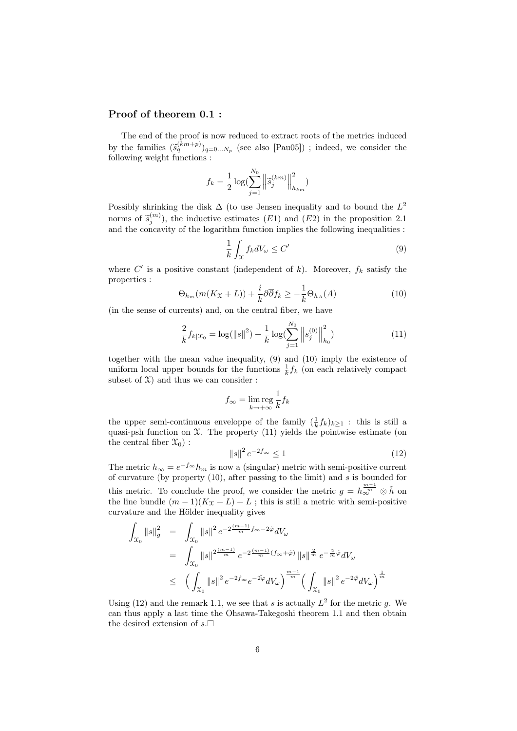### Proof of theorem 0.1 :

The end of the proof is now reduced to extract roots of the metrics induced by the families $(\widetilde{s}_q^{(km+p)})_{q=0\ldots N_p}$ (see also [Pau05]) ; indeed, we consider the following weight functions :

$$f_k = \frac{1}{2}\log(\sum_{j=1}^{N_0}\left\|\widetilde{s}_j^{(km)}\right\|^2_{h_{km}})$$

Possibly shrinking the disk $\Delta$ (to use Jensen inequality and to bound the $L^2$ norms of $\widetilde{s}_j^{(m)}$), the inductive estimates $(E1)$ and $(E2)$ in the proposition 2.1 and the concavity of the logarithm function implies the following inequalities :

$$\frac{1}{k}\int_{\mathfrak{X}} f_k dV_\omega \leq C' \tag{9}$$

where $C'$ is a positive constant (independent of $k$). Moreover, $f_k$ satisfy the properties :

$$\Theta_{h_m}(m(K_{\mathfrak{X}}+L)) + \frac{i}{k}\partial\overline{\partial} f_k \geq -\frac{1}{k}\Theta_{h_A}(A) \tag{10}$$

(in the sense of currents) and, on the central fiber, we have

$$\frac{2}{k} f_{k|\mathfrak{X}_0} = \log(\|s\|^2) + \frac{1}{k}\log(\sum_{j=1}^{N_0}\left\|s_j^{(0)}\right\|^2_{h_0}) \tag{11}$$

together with the mean value inequality, (9) and (10) imply the existence of uniform local upper bounds for the functions $\frac{1}{k}f_k$ (on each relatively compact subset of $\mathfrak{X}$) and thus we can consider :

$$f_\infty = \overline{\lim_{k\to+\infty}\text{reg}}\,\frac{1}{k}f_k$$

the upper semi-continuous enveloppe of the family $(\frac{1}{k}f_k)_{k\geq 1}$ : this is still a quasi-psh function on $\mathfrak{X}$. The property (11) yields the pointwise estimate (on the central fiber $\mathfrak{X}_0$) :

$$\|s\|^2 e^{-2f_\infty} \leq 1 \tag{12}$$

The metric $h_\infty = e^{-f_\infty}h_m$ is now a (singular) metric with semi-positive current of curvature (by property (10), after passing to the limit) and $s$ is bounded for this metric. To conclude the proof, we consider the metric $g = h_\infty^{\frac{m-1}{m}} \otimes \tilde{h}$ on the line bundle $(m-1)(K_{\mathfrak{X}}+L)+L$ ; this is still a metric with semi-positive curvature and the Hölder inequality gives

$$\begin{aligned}
\int_{\mathfrak{X}_0}\|s\|_g^2 &= \int_{\mathfrak{X}_0}\|s\|^2 e^{-2\frac{(m-1)}{m}f_\infty - 2\tilde{\varphi}}dV_\omega \\
&= \int_{\mathfrak{X}_0}\|s\|^{2\frac{(m-1)}{m}} e^{-2\frac{(m-1)}{m}(f_\infty+\tilde{\varphi})}\|s\|^{\frac{2}{m}} e^{-\frac{2}{m}\tilde{\varphi}}dV_\omega \\
&\leq \Big(\int_{\mathfrak{X}_0}\|s\|^2 e^{-2f_\infty}e^{-2\tilde{\varphi}}dV_\omega\Big)^{\frac{m-1}{m}}\Big(\int_{\mathfrak{X}_0}\|s\|^2 e^{-2\tilde{\varphi}}dV_\omega\Big)^{\frac{1}{m}}
\end{aligned}$$

Using (12) and the remark 1.1, we see that $s$ is actually $L^2$ for the metric $g$. We can thus apply a last time the Ohsawa-Takegoshi theorem 1.1 and then obtain the desired extension of $s$.□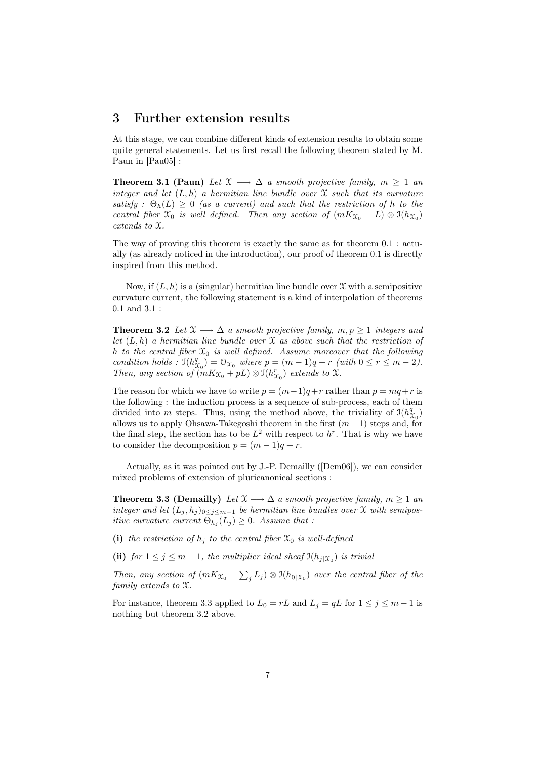## 3 Further extension results

At this stage, we can combine different kinds of extension results to obtain some quite general statements. Let us first recall the following theorem stated by M. Paun in [Pau05] :

**Theorem 3.1 (Paun)** *Let $\mathcal{X} \longrightarrow \Delta$ a smooth projective family, $m \geq 1$ an integer and let $(L, h)$ a hermitian line bundle over $\mathcal{X}$ such that its curvature satisfy : $\Theta_h(L) \geq 0$ (as a current) and such that the restriction of $h$ to the central fiber $\mathcal{X}_0$ is well defined. Then any section of $(mK_{\mathcal{X}_0} + L) \otimes \mathcal{I}(h_{\mathcal{X}_0})$ extends to $\mathcal{X}$.*

The way of proving this theorem is exactly the same as for theorem 0.1 : actually (as already noticed in the introduction), our proof of theorem 0.1 is directly inspired from this method.

Now, if $(L, h)$ is a (singular) hermitian line bundle over $\mathcal{X}$ with a semipositive curvature current, the following statement is a kind of interpolation of theorems 0.1 and 3.1 :

**Theorem 3.2** *Let $\mathcal{X} \longrightarrow \Delta$ a smooth projective family, $m, p \geq 1$ integers and let $(L, h)$ a hermitian line bundle over $\mathcal{X}$ as above such that the restriction of $h$ to the central fiber $\mathcal{X}_0$ is well defined. Assume moreover that the following condition holds : $\mathcal{I}(h^q_{\mathcal{X}_0}) = \mathcal{O}_{\mathcal{X}_0}$ where $p = (m-1)q + r$ (with $0 \leq r \leq m-2$). Then, any section of $(mK_{\mathcal{X}_0} + pL) \otimes \mathcal{I}(h^r_{\mathcal{X}_0})$ extends to $\mathcal{X}$.*

The reason for which we have to write $p = (m-1)q+r$ rather than $p = mq+r$ is the following : the induction process is a sequence of sub-process, each of them divided into $m$ steps. Thus, using the method above, the triviality of $\mathcal{I}(h^q_{\mathcal{X}_0})$ allows us to apply Ohsawa-Takegoshi theorem in the first $(m-1)$ steps and, for the final step, the section has to be $L^2$ with respect to $h^r$. That is why we have to consider the decomposition $p = (m-1)q + r$.

Actually, as it was pointed out by J.-P. Demailly ([Dem06]), we can consider mixed problems of extension of pluricanonical sections :

**Theorem 3.3 (Demailly)** *Let $\mathcal{X} \longrightarrow \Delta$ a smooth projective family, $m \geq 1$ an integer and let $(L_j, h_j)_{0 \leq j \leq m-1}$ be hermitian line bundles over $\mathcal{X}$ with semipositive curvature current $\Theta_{h_j}(L_j) \geq 0$. Assume that :*

**(i)** *the restriction of $h_j$ to the central fiber $\mathcal{X}_0$ is well-defined*

**(ii)** *for $1 \leq j \leq m-1$, the multiplier ideal sheaf $\mathcal{I}(h_{j|\mathcal{X}_0})$ is trivial*

*Then, any section of $(mK_{\mathcal{X}_0} + \sum_j L_j) \otimes \mathcal{I}(h_{0|\mathcal{X}_0})$ over the central fiber of the family extends to $\mathcal{X}$.*

For instance, theorem 3.3 applied to $L_0 = rL$ and $L_j = qL$ for $1 \leq j \leq m-1$ is nothing but theorem 3.2 above.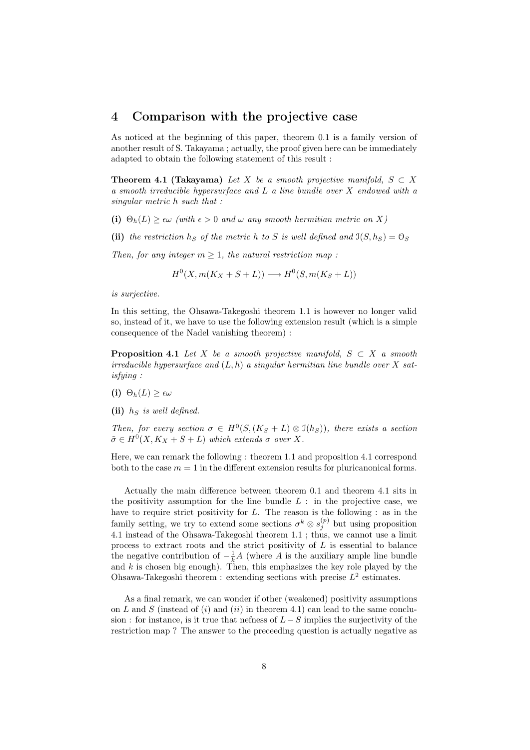## 4 Comparison with the projective case

As noticed at the beginning of this paper, theorem 0.1 is a family version of another result of S. Takayama ; actually, the proof given here can be immediately adapted to obtain the following statement of this result :

**Theorem 4.1 (Takayama)** *Let $X$ be a smooth projective manifold, $S \subset X$ a smooth irreducible hypersurface and $L$ a line bundle over $X$ endowed with a singular metric $h$ such that :*

**(i)** $\Theta_h(L) \geq \epsilon\omega$ *(with $\epsilon > 0$ and $\omega$ any smooth hermitian metric on $X$)*

**(ii)** *the restriction $h_S$ of the metric $h$ to $S$ is well defined and $\mathcal{I}(S, h_S) = \mathcal{O}_S$*

*Then, for any integer $m \geq 1$, the natural restriction map :*

$$H^0(X, m(K_X + S + L)) \longrightarrow H^0(S, m(K_S + L))$$

*is surjective.*

In this setting, the Ohsawa-Takegoshi theorem 1.1 is however no longer valid so, instead of it, we have to use the following extension result (which is a simple consequence of the Nadel vanishing theorem) :

**Proposition 4.1** *Let $X$ be a smooth projective manifold, $S \subset X$ a smooth irreducible hypersurface and $(L, h)$ a singular hermitian line bundle over $X$ satisfying :*

**(i)** $\Theta_h(L) \geq \epsilon\omega$

**(ii)** *$h_S$ is well defined.*

*Then, for every section $\sigma \in H^0(S, (K_S + L) \otimes \mathcal{I}(h_S))$, there exists a section $\tilde{\sigma} \in H^0(X, K_X + S + L)$ which extends $\sigma$ over $X$.*

Here, we can remark the following : theorem 1.1 and proposition 4.1 correspond both to the case $m = 1$ in the different extension results for pluricanonical forms.

Actually the main difference between theorem 0.1 and theorem 4.1 sits in the positivity assumption for the line bundle $L$ : in the projective case, we have to require strict positivity for $L$. The reason is the following : as in the family setting, we try to extend some sections $\sigma^k \otimes s_j^{(p)}$ but using proposition 4.1 instead of the Ohsawa-Takegoshi theorem 1.1 ; thus, we cannot use a limit process to extract roots and the strict positivity of $L$ is essential to balance the negative contribution of $-\frac{1}{k}A$ (where $A$ is the auxiliary ample line bundle and $k$ is chosen big enough). Then, this emphasizes the key role played by the Ohsawa-Takegoshi theorem : extending sections with precise $L^2$ estimates.

As a final remark, we can wonder if other (weakened) positivity assumptions on $L$ and $S$ (instead of $(i)$ and $(ii)$ in theorem 4.1) can lead to the same conclusion : for instance, is it true that nefness of $L - S$ implies the surjectivity of the restriction map ? The answer to the preceeding question is actually negative as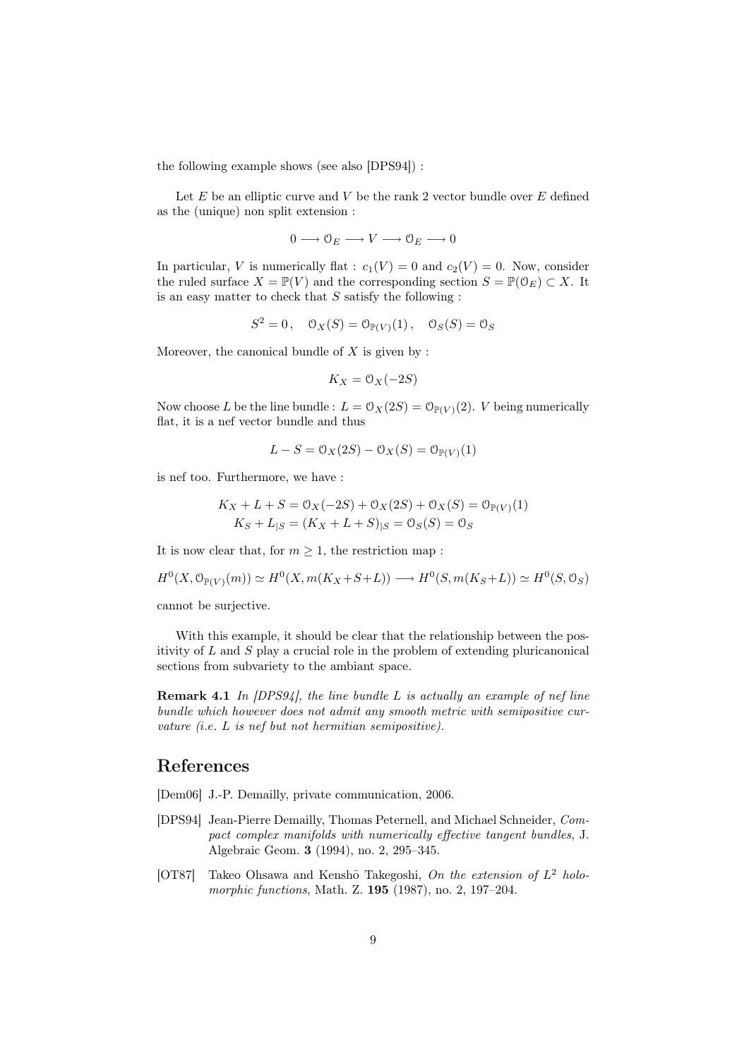the following example shows (see also [DPS94]) :

Let $E$ be an elliptic curve and $V$ be the rank 2 vector bundle over $E$ defined as the (unique) non split extension :

$$0 \longrightarrow \mathcal{O}_E \longrightarrow V \longrightarrow \mathcal{O}_E \longrightarrow 0$$

In particular, $V$ is numerically flat : $c_1(V) = 0$ and $c_2(V) = 0$. Now, consider the ruled surface $X = \mathbb{P}(V)$ and the corresponding section $S = \mathbb{P}(\mathcal{O}_E) \subset X$. It is an easy matter to check that $S$ satisfy the following :

$$S^2 = 0\,, \quad \mathcal{O}_X(S) = \mathcal{O}_{\mathbb{P}(V)}(1)\,, \quad \mathcal{O}_S(S) = \mathcal{O}_S$$

Moreover, the canonical bundle of $X$ is given by :

$$K_X = \mathcal{O}_X(-2S)$$

Now choose $L$ be the line bundle : $L = \mathcal{O}_X(2S) = \mathcal{O}_{\mathbb{P}(V)}(2)$. $V$ being numerically flat, it is a nef vector bundle and thus

$$L - S = \mathcal{O}_X(2S) - \mathcal{O}_X(S) = \mathcal{O}_{\mathbb{P}(V)}(1)$$

is nef too. Furthermore, we have :

$$\begin{aligned} K_X + L + S &= \mathcal{O}_X(-2S) + \mathcal{O}_X(2S) + \mathcal{O}_X(S) = \mathcal{O}_{\mathbb{P}(V)}(1) \\ K_S + L_{|S} &= (K_X + L + S)_{|S} = \mathcal{O}_S(S) = \mathcal{O}_S \end{aligned}$$

It is now clear that, for $m \geq 1$, the restriction map :

$$H^0(X, \mathcal{O}_{\mathbb{P}(V)}(m)) \simeq H^0(X, m(K_X+S+L)) \longrightarrow H^0(S, m(K_S+L)) \simeq H^0(S, \mathcal{O}_S)$$

cannot be surjective.

With this example, it should be clear that the relationship between the positivity of $L$ and $S$ play a crucial role in the problem of extending pluricanonical sections from subvariety to the ambiant space.

**Remark 4.1** *In [DPS94], the line bundle $L$ is actually an example of nef line bundle which however does not admit any smooth metric with semipositive curvature (i.e. $L$ is nef but not hermitian semipositive).*

## References

[Dem06] J.-P. Demailly, private communication, 2006.

[DPS94] Jean-Pierre Demailly, Thomas Peternell, and Michael Schneider, *Compact complex manifolds with numerically effective tangent bundles*, J. Algebraic Geom. **3** (1994), no. 2, 295–345.

[OT87] Takeo Ohsawa and Kenshō Takegoshi, *On the extension of $L^2$ holomorphic functions*, Math. Z. **195** (1987), no. 2, 197–204.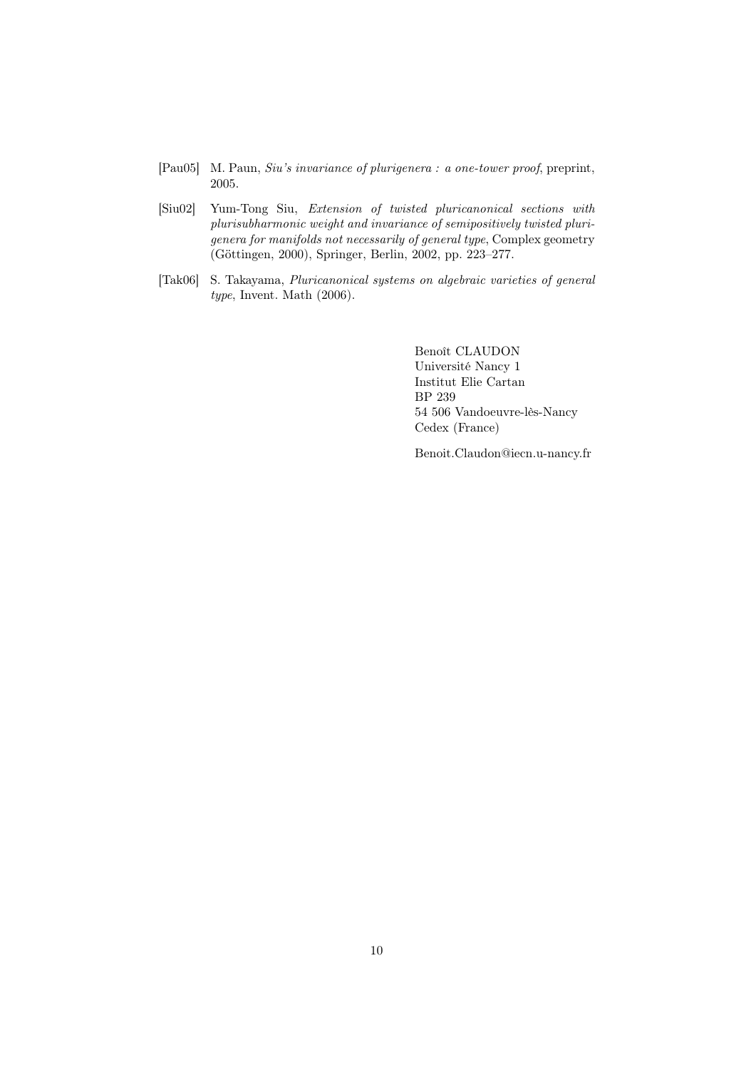[Pau05] M. Paun, *Siu's invariance of plurigenera : a one-tower proof*, preprint, 2005.

[Siu02] Yum-Tong Siu, *Extension of twisted pluricanonical sections with plurisubharmonic weight and invariance of semipositively twisted plurigenera for manifolds not necessarily of general type*, Complex geometry (Göttingen, 2000), Springer, Berlin, 2002, pp. 223–277.

[Tak06] S. Takayama, *Pluricanonical systems on algebraic varieties of general type*, Invent. Math (2006).

Benoît CLAUDON
Université Nancy 1
Institut Elie Cartan
BP 239
54 506 Vandoeuvre-lès-Nancy
Cedex (France)

Benoit.Claudon@iecn.u-nancy.fr